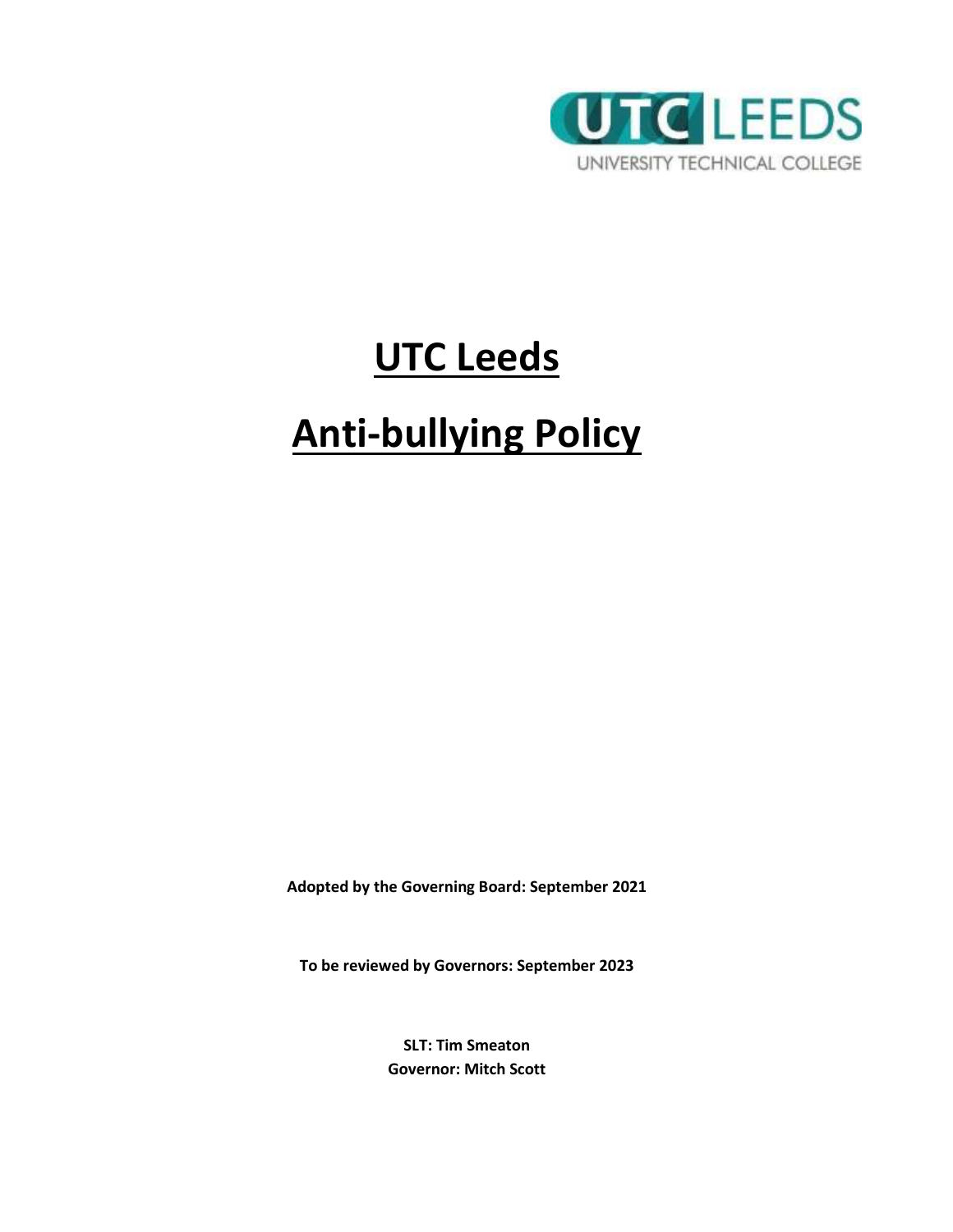# UTC Leeds

# Anti-bullying Policy

**Adopted by the Governing Board: September 2021**

**To be reviewed by Governors: September 2023**

**SLT: Tim Smeaton**
**Governor: Mitch Scott**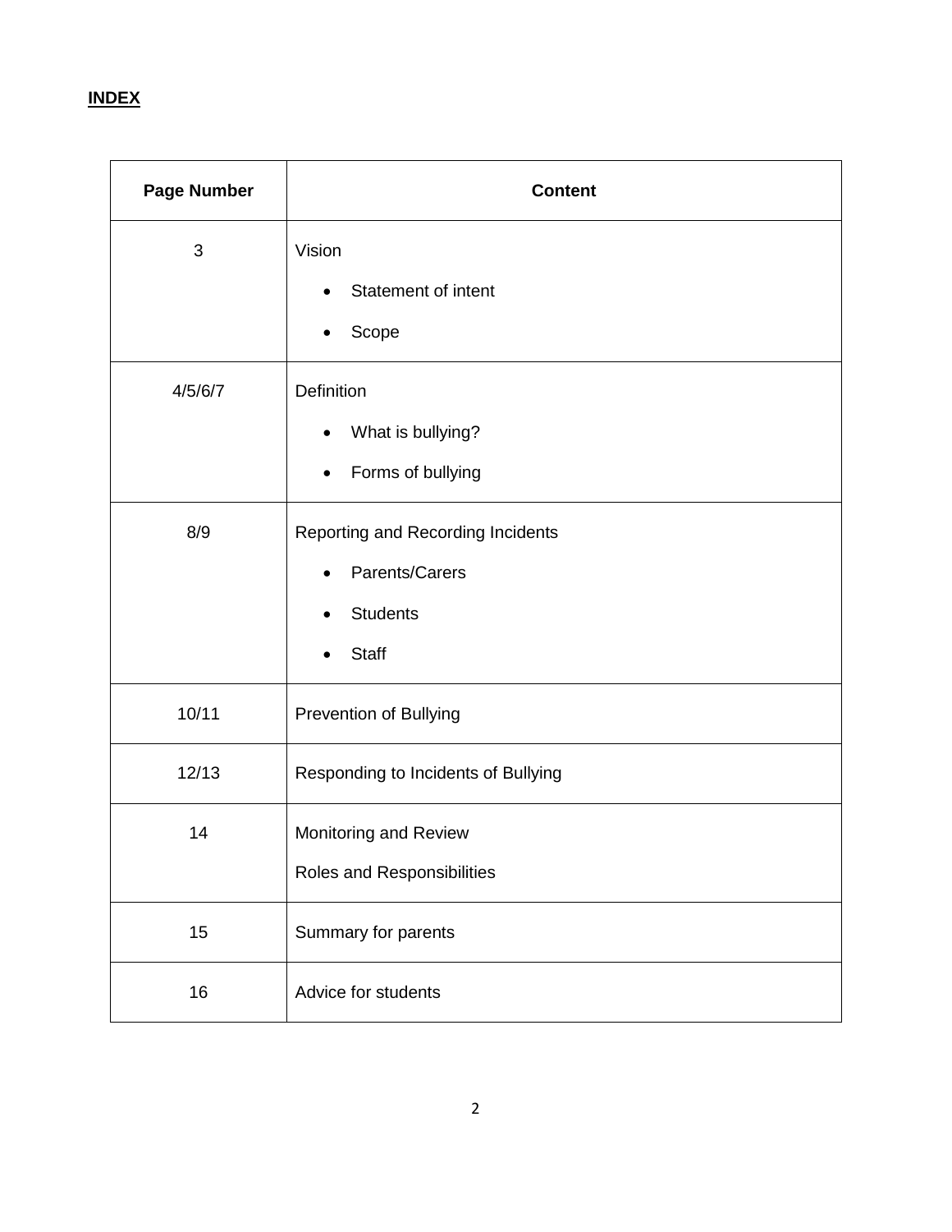**INDEX**

| Page Number | Content |
|---|---|
| 3 | Vision<br>• Statement of intent<br>• Scope |
| 4/5/6/7 | Definition<br>• What is bullying?<br>• Forms of bullying |
| 8/9 | Reporting and Recording Incidents<br>• Parents/Carers<br>• Students<br>• Staff |
| 10/11 | Prevention of Bullying |
| 12/13 | Responding to Incidents of Bullying |
| 14 | Monitoring and Review<br>Roles and Responsibilities |
| 15 | Summary for parents |
| 16 | Advice for students |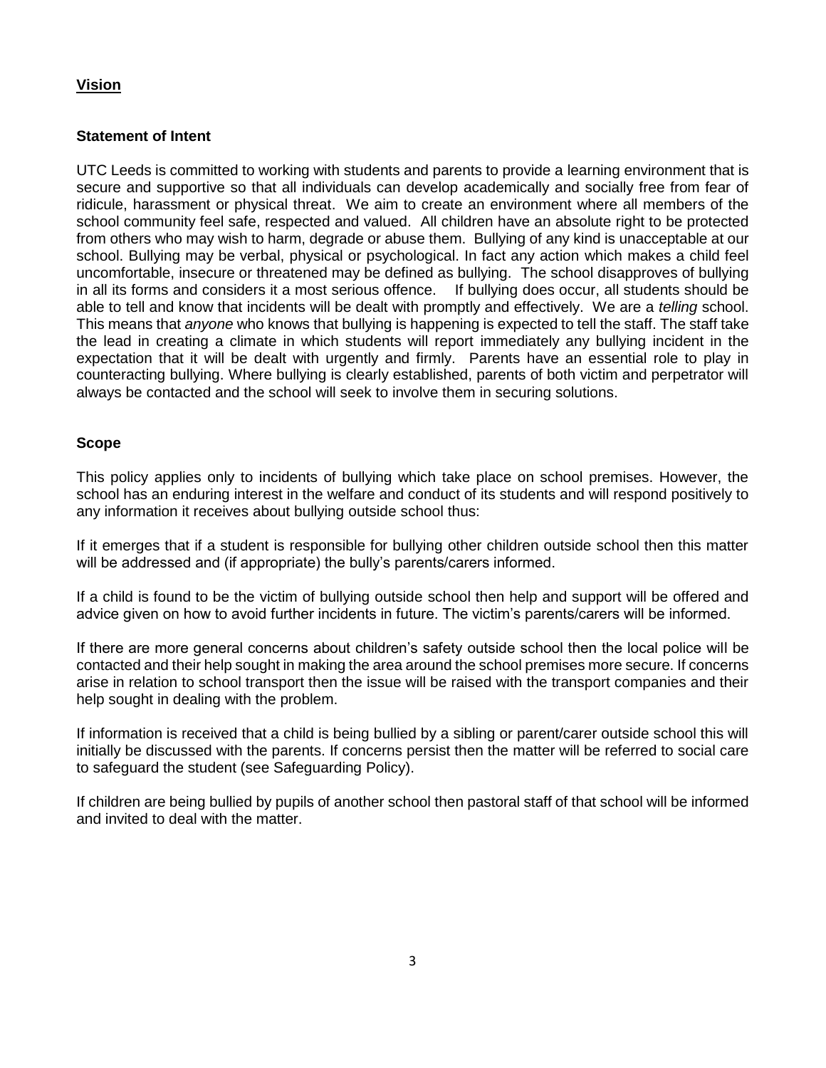## Vision

### Statement of Intent

UTC Leeds is committed to working with students and parents to provide a learning environment that is secure and supportive so that all individuals can develop academically and socially free from fear of ridicule, harassment or physical threat. We aim to create an environment where all members of the school community feel safe, respected and valued. All children have an absolute right to be protected from others who may wish to harm, degrade or abuse them. Bullying of any kind is unacceptable at our school. Bullying may be verbal, physical or psychological. In fact any action which makes a child feel uncomfortable, insecure or threatened may be defined as bullying. The school disapproves of bullying in all its forms and considers it a most serious offence. If bullying does occur, all students should be able to tell and know that incidents will be dealt with promptly and effectively. We are a *telling* school. This means that *anyone* who knows that bullying is happening is expected to tell the staff. The staff take the lead in creating a climate in which students will report immediately any bullying incident in the expectation that it will be dealt with urgently and firmly. Parents have an essential role to play in counteracting bullying. Where bullying is clearly established, parents of both victim and perpetrator will always be contacted and the school will seek to involve them in securing solutions.

### Scope

This policy applies only to incidents of bullying which take place on school premises. However, the school has an enduring interest in the welfare and conduct of its students and will respond positively to any information it receives about bullying outside school thus:

If it emerges that if a student is responsible for bullying other children outside school then this matter will be addressed and (if appropriate) the bully's parents/carers informed.

If a child is found to be the victim of bullying outside school then help and support will be offered and advice given on how to avoid further incidents in future. The victim's parents/carers will be informed.

If there are more general concerns about children's safety outside school then the local police will be contacted and their help sought in making the area around the school premises more secure. If concerns arise in relation to school transport then the issue will be raised with the transport companies and their help sought in dealing with the problem.

If information is received that a child is being bullied by a sibling or parent/carer outside school this will initially be discussed with the parents. If concerns persist then the matter will be referred to social care to safeguard the student (see Safeguarding Policy).

If children are being bullied by pupils of another school then pastoral staff of that school will be informed and invited to deal with the matter.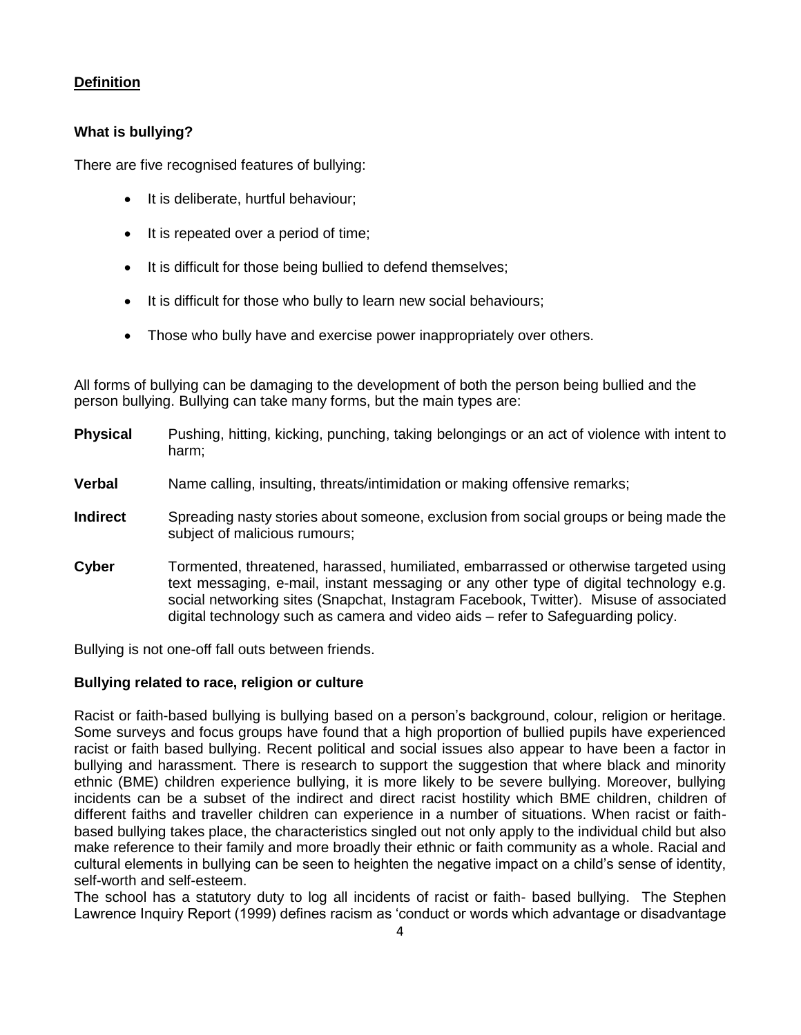## Definition

### What is bullying?

There are five recognised features of bullying:

- It is deliberate, hurtful behaviour;
- It is repeated over a period of time;
- It is difficult for those being bullied to defend themselves;
- It is difficult for those who bully to learn new social behaviours;
- Those who bully have and exercise power inappropriately over others.

All forms of bullying can be damaging to the development of both the person being bullied and the person bullying. Bullying can take many forms, but the main types are:

**Physical** Pushing, hitting, kicking, punching, taking belongings or an act of violence with intent to harm;

**Verbal** Name calling, insulting, threats/intimidation or making offensive remarks;

**Indirect** Spreading nasty stories about someone, exclusion from social groups or being made the subject of malicious rumours;

**Cyber** Tormented, threatened, harassed, humiliated, embarrassed or otherwise targeted using text messaging, e-mail, instant messaging or any other type of digital technology e.g. social networking sites (Snapchat, Instagram Facebook, Twitter). Misuse of associated digital technology such as camera and video aids – refer to Safeguarding policy.

Bullying is not one-off fall outs between friends.

### Bullying related to race, religion or culture

Racist or faith-based bullying is bullying based on a person's background, colour, religion or heritage. Some surveys and focus groups have found that a high proportion of bullied pupils have experienced racist or faith based bullying. Recent political and social issues also appear to have been a factor in bullying and harassment. There is research to support the suggestion that where black and minority ethnic (BME) children experience bullying, it is more likely to be severe bullying. Moreover, bullying incidents can be a subset of the indirect and direct racist hostility which BME children, children of different faiths and traveller children can experience in a number of situations. When racist or faith-based bullying takes place, the characteristics singled out not only apply to the individual child but also make reference to their family and more broadly their ethnic or faith community as a whole. Racial and cultural elements in bullying can be seen to heighten the negative impact on a child's sense of identity, self-worth and self-esteem.

The school has a statutory duty to log all incidents of racist or faith- based bullying. The Stephen Lawrence Inquiry Report (1999) defines racism as 'conduct or words which advantage or disadvantage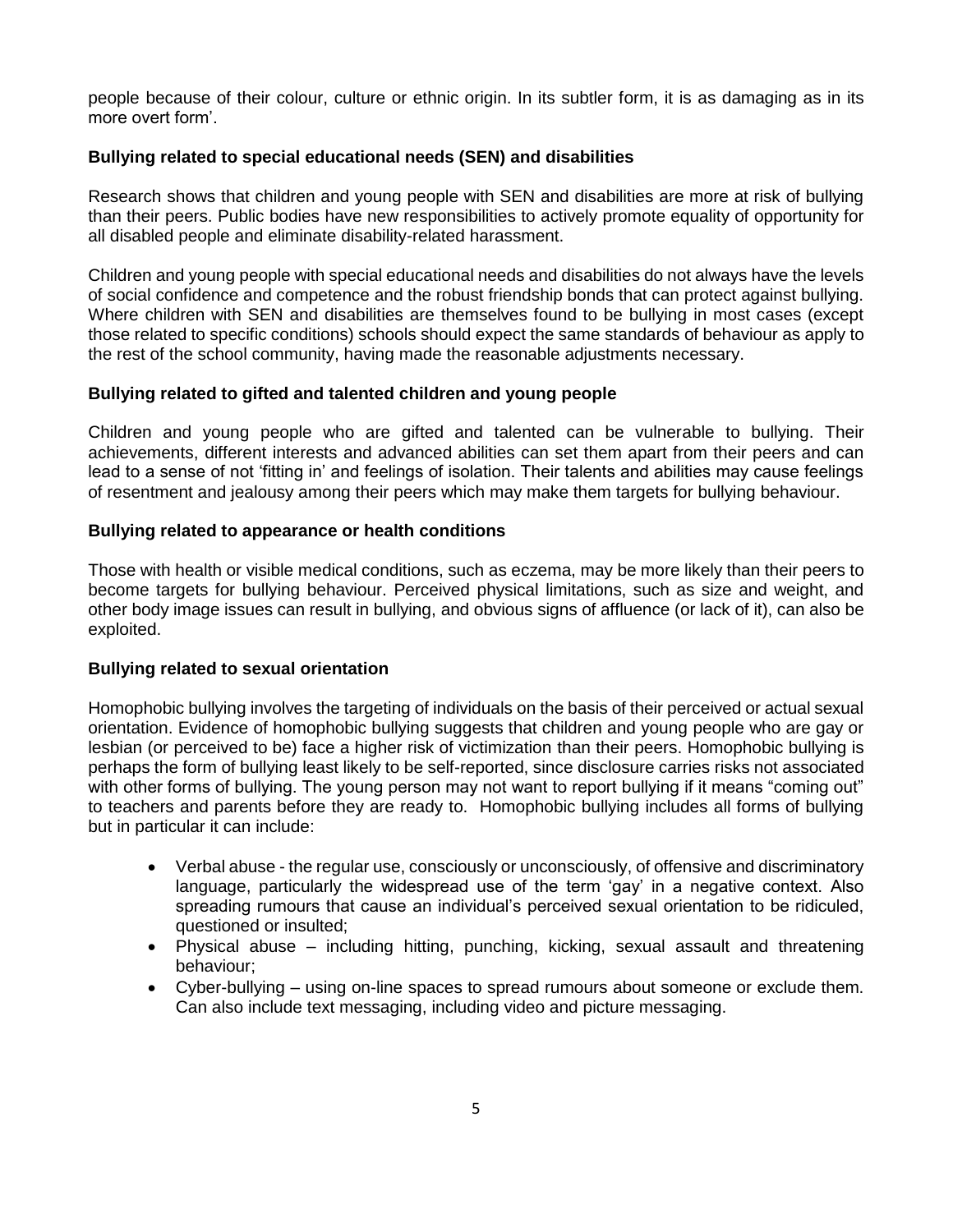people because of their colour, culture or ethnic origin. In its subtler form, it is as damaging as in its more overt form'.

**Bullying related to special educational needs (SEN) and disabilities**

Research shows that children and young people with SEN and disabilities are more at risk of bullying than their peers. Public bodies have new responsibilities to actively promote equality of opportunity for all disabled people and eliminate disability-related harassment.

Children and young people with special educational needs and disabilities do not always have the levels of social confidence and competence and the robust friendship bonds that can protect against bullying. Where children with SEN and disabilities are themselves found to be bullying in most cases (except those related to specific conditions) schools should expect the same standards of behaviour as apply to the rest of the school community, having made the reasonable adjustments necessary.

**Bullying related to gifted and talented children and young people**

Children and young people who are gifted and talented can be vulnerable to bullying. Their achievements, different interests and advanced abilities can set them apart from their peers and can lead to a sense of not 'fitting in' and feelings of isolation. Their talents and abilities may cause feelings of resentment and jealousy among their peers which may make them targets for bullying behaviour.

**Bullying related to appearance or health conditions**

Those with health or visible medical conditions, such as eczema, may be more likely than their peers to become targets for bullying behaviour. Perceived physical limitations, such as size and weight, and other body image issues can result in bullying, and obvious signs of affluence (or lack of it), can also be exploited.

**Bullying related to sexual orientation**

Homophobic bullying involves the targeting of individuals on the basis of their perceived or actual sexual orientation. Evidence of homophobic bullying suggests that children and young people who are gay or lesbian (or perceived to be) face a higher risk of victimization than their peers. Homophobic bullying is perhaps the form of bullying least likely to be self-reported, since disclosure carries risks not associated with other forms of bullying. The young person may not want to report bullying if it means "coming out" to teachers and parents before they are ready to. Homophobic bullying includes all forms of bullying but in particular it can include:

- Verbal abuse - the regular use, consciously or unconsciously, of offensive and discriminatory language, particularly the widespread use of the term 'gay' in a negative context. Also spreading rumours that cause an individual's perceived sexual orientation to be ridiculed, questioned or insulted;
- Physical abuse – including hitting, punching, kicking, sexual assault and threatening behaviour;
- Cyber-bullying – using on-line spaces to spread rumours about someone or exclude them. Can also include text messaging, including video and picture messaging.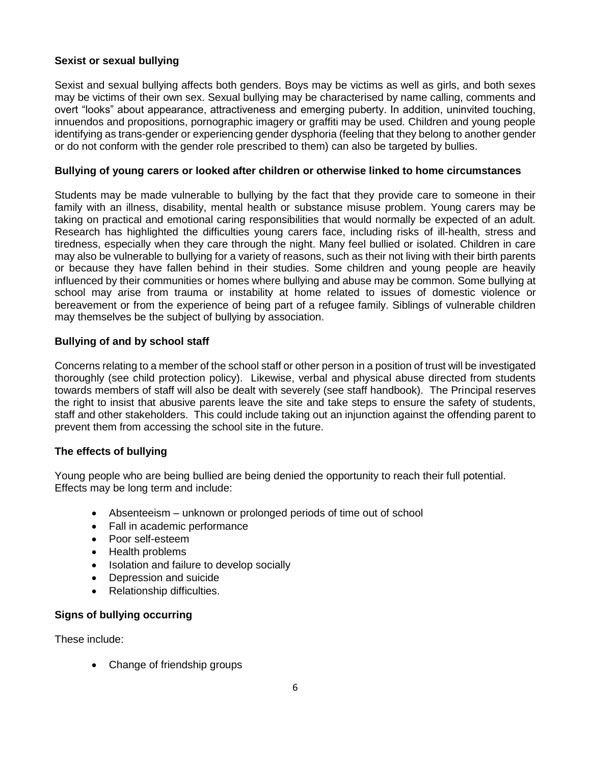**Sexist or sexual bullying**

Sexist and sexual bullying affects both genders. Boys may be victims as well as girls, and both sexes may be victims of their own sex. Sexual bullying may be characterised by name calling, comments and overt "looks" about appearance, attractiveness and emerging puberty. In addition, uninvited touching, innuendos and propositions, pornographic imagery or graffiti may be used. Children and young people identifying as trans-gender or experiencing gender dysphoria (feeling that they belong to another gender or do not conform with the gender role prescribed to them) can also be targeted by bullies.

**Bullying of young carers or looked after children or otherwise linked to home circumstances**

Students may be made vulnerable to bullying by the fact that they provide care to someone in their family with an illness, disability, mental health or substance misuse problem. Young carers may be taking on practical and emotional caring responsibilities that would normally be expected of an adult. Research has highlighted the difficulties young carers face, including risks of ill-health, stress and tiredness, especially when they care through the night. Many feel bullied or isolated. Children in care may also be vulnerable to bullying for a variety of reasons, such as their not living with their birth parents or because they have fallen behind in their studies. Some children and young people are heavily influenced by their communities or homes where bullying and abuse may be common. Some bullying at school may arise from trauma or instability at home related to issues of domestic violence or bereavement or from the experience of being part of a refugee family. Siblings of vulnerable children may themselves be the subject of bullying by association.

**Bullying of and by school staff**

Concerns relating to a member of the school staff or other person in a position of trust will be investigated thoroughly (see child protection policy). Likewise, verbal and physical abuse directed from students towards members of staff will also be dealt with severely (see staff handbook). The Principal reserves the right to insist that abusive parents leave the site and take steps to ensure the safety of students, staff and other stakeholders. This could include taking out an injunction against the offending parent to prevent them from accessing the school site in the future.

**The effects of bullying**

Young people who are being bullied are being denied the opportunity to reach their full potential. Effects may be long term and include:

- Absenteeism – unknown or prolonged periods of time out of school
- Fall in academic performance
- Poor self-esteem
- Health problems
- Isolation and failure to develop socially
- Depression and suicide
- Relationship difficulties.

**Signs of bullying occurring**

These include:

- Change of friendship groups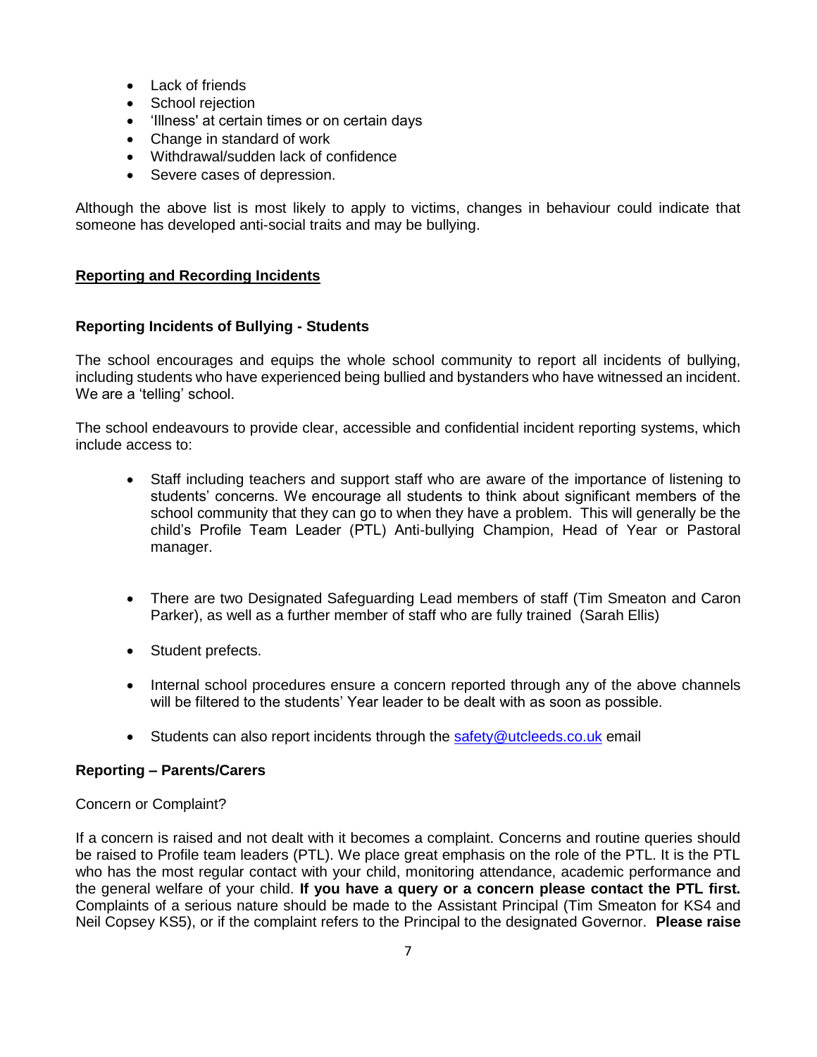- Lack of friends
- School rejection
- 'Illness' at certain times or on certain days
- Change in standard of work
- Withdrawal/sudden lack of confidence
- Severe cases of depression.

Although the above list is most likely to apply to victims, changes in behaviour could indicate that someone has developed anti-social traits and may be bullying.

## Reporting and Recording Incidents

### Reporting Incidents of Bullying - Students

The school encourages and equips the whole school community to report all incidents of bullying, including students who have experienced being bullied and bystanders who have witnessed an incident. We are a 'telling' school.

The school endeavours to provide clear, accessible and confidential incident reporting systems, which include access to:

- Staff including teachers and support staff who are aware of the importance of listening to students' concerns. We encourage all students to think about significant members of the school community that they can go to when they have a problem. This will generally be the child's Profile Team Leader (PTL) Anti-bullying Champion, Head of Year or Pastoral manager.

- There are two Designated Safeguarding Lead members of staff (Tim Smeaton and Caron Parker), as well as a further member of staff who are fully trained (Sarah Ellis)

- Student prefects.

- Internal school procedures ensure a concern reported through any of the above channels will be filtered to the students' Year leader to be dealt with as soon as possible.

- Students can also report incidents through the safety@utcleeds.co.uk email

### Reporting – Parents/Carers

Concern or Complaint?

If a concern is raised and not dealt with it becomes a complaint. Concerns and routine queries should be raised to Profile team leaders (PTL). We place great emphasis on the role of the PTL. It is the PTL who has the most regular contact with your child, monitoring attendance, academic performance and the general welfare of your child. **If you have a query or a concern please contact the PTL first.** Complaints of a serious nature should be made to the Assistant Principal (Tim Smeaton for KS4 and Neil Copsey KS5), or if the complaint refers to the Principal to the designated Governor. **Please raise**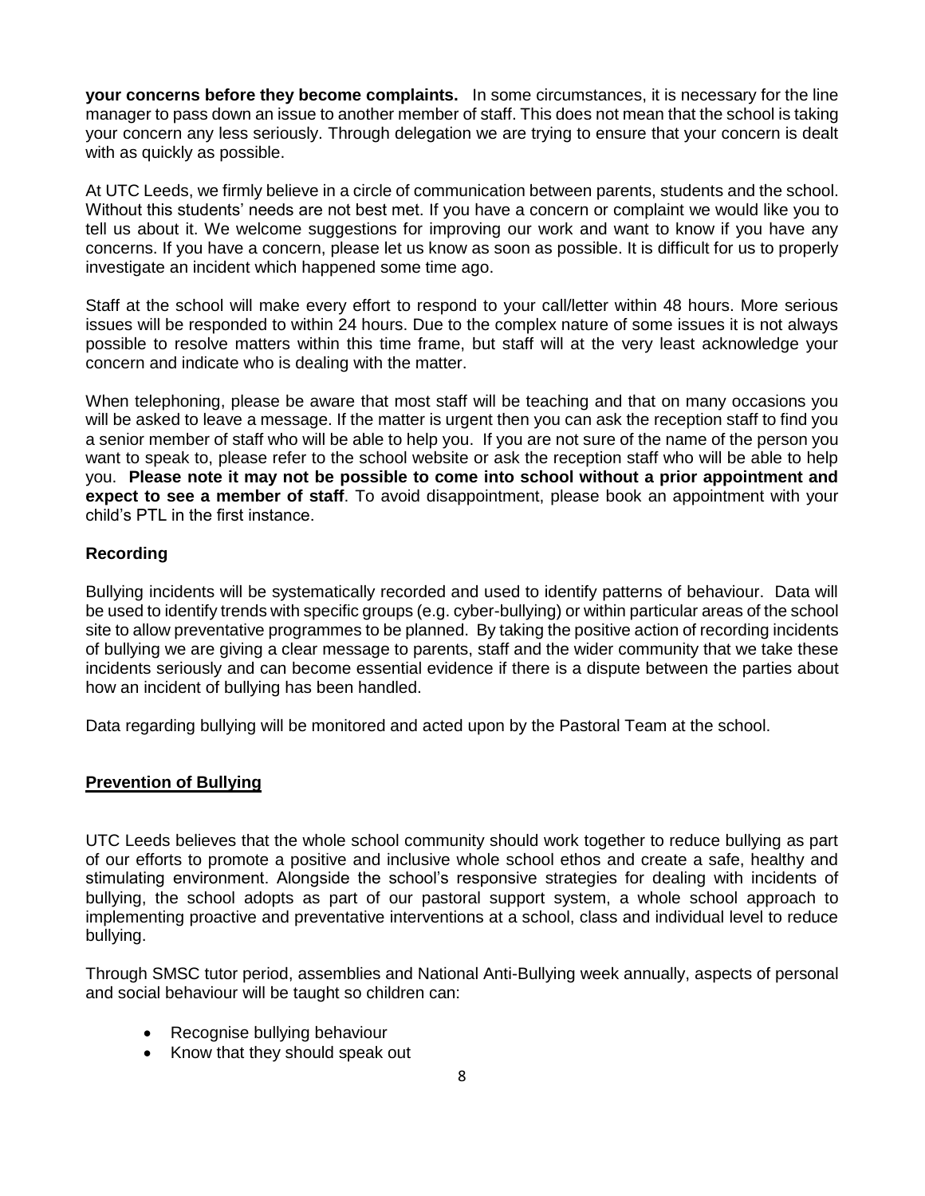**your concerns before they become complaints.** In some circumstances, it is necessary for the line manager to pass down an issue to another member of staff. This does not mean that the school is taking your concern any less seriously. Through delegation we are trying to ensure that your concern is dealt with as quickly as possible.

At UTC Leeds, we firmly believe in a circle of communication between parents, students and the school. Without this students' needs are not best met. If you have a concern or complaint we would like you to tell us about it. We welcome suggestions for improving our work and want to know if you have any concerns. If you have a concern, please let us know as soon as possible. It is difficult for us to properly investigate an incident which happened some time ago.

Staff at the school will make every effort to respond to your call/letter within 48 hours. More serious issues will be responded to within 24 hours. Due to the complex nature of some issues it is not always possible to resolve matters within this time frame, but staff will at the very least acknowledge your concern and indicate who is dealing with the matter.

When telephoning, please be aware that most staff will be teaching and that on many occasions you will be asked to leave a message. If the matter is urgent then you can ask the reception staff to find you a senior member of staff who will be able to help you. If you are not sure of the name of the person you want to speak to, please refer to the school website or ask the reception staff who will be able to help you. **Please note it may not be possible to come into school without a prior appointment and expect to see a member of staff**. To avoid disappointment, please book an appointment with your child's PTL in the first instance.

### Recording

Bullying incidents will be systematically recorded and used to identify patterns of behaviour. Data will be used to identify trends with specific groups (e.g. cyber-bullying) or within particular areas of the school site to allow preventative programmes to be planned. By taking the positive action of recording incidents of bullying we are giving a clear message to parents, staff and the wider community that we take these incidents seriously and can become essential evidence if there is a dispute between the parties about how an incident of bullying has been handled.

Data regarding bullying will be monitored and acted upon by the Pastoral Team at the school.

## Prevention of Bullying

UTC Leeds believes that the whole school community should work together to reduce bullying as part of our efforts to promote a positive and inclusive whole school ethos and create a safe, healthy and stimulating environment. Alongside the school's responsive strategies for dealing with incidents of bullying, the school adopts as part of our pastoral support system, a whole school approach to implementing proactive and preventative interventions at a school, class and individual level to reduce bullying.

Through SMSC tutor period, assemblies and National Anti-Bullying week annually, aspects of personal and social behaviour will be taught so children can:

- Recognise bullying behaviour
- Know that they should speak out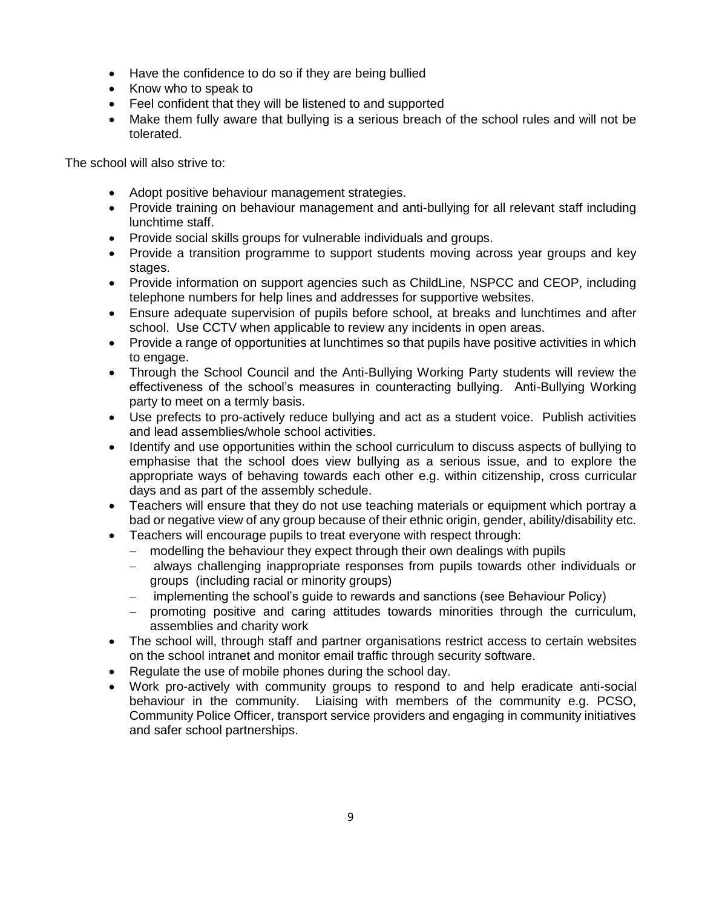- Have the confidence to do so if they are being bullied
- Know who to speak to
- Feel confident that they will be listened to and supported
- Make them fully aware that bullying is a serious breach of the school rules and will not be tolerated.

The school will also strive to:

- Adopt positive behaviour management strategies.
- Provide training on behaviour management and anti-bullying for all relevant staff including lunchtime staff.
- Provide social skills groups for vulnerable individuals and groups.
- Provide a transition programme to support students moving across year groups and key stages.
- Provide information on support agencies such as ChildLine, NSPCC and CEOP, including telephone numbers for help lines and addresses for supportive websites.
- Ensure adequate supervision of pupils before school, at breaks and lunchtimes and after school. Use CCTV when applicable to review any incidents in open areas.
- Provide a range of opportunities at lunchtimes so that pupils have positive activities in which to engage.
- Through the School Council and the Anti-Bullying Working Party students will review the effectiveness of the school's measures in counteracting bullying. Anti-Bullying Working party to meet on a termly basis.
- Use prefects to pro-actively reduce bullying and act as a student voice. Publish activities and lead assemblies/whole school activities.
- Identify and use opportunities within the school curriculum to discuss aspects of bullying to emphasise that the school does view bullying as a serious issue, and to explore the appropriate ways of behaving towards each other e.g. within citizenship, cross curricular days and as part of the assembly schedule.
- Teachers will ensure that they do not use teaching materials or equipment which portray a bad or negative view of any group because of their ethnic origin, gender, ability/disability etc.
- Teachers will encourage pupils to treat everyone with respect through:
  - modelling the behaviour they expect through their own dealings with pupils
  - always challenging inappropriate responses from pupils towards other individuals or groups (including racial or minority groups)
  - implementing the school's guide to rewards and sanctions (see Behaviour Policy)
  - promoting positive and caring attitudes towards minorities through the curriculum, assemblies and charity work
- The school will, through staff and partner organisations restrict access to certain websites on the school intranet and monitor email traffic through security software.
- Regulate the use of mobile phones during the school day.
- Work pro-actively with community groups to respond to and help eradicate anti-social behaviour in the community. Liaising with members of the community e.g. PCSO, Community Police Officer, transport service providers and engaging in community initiatives and safer school partnerships.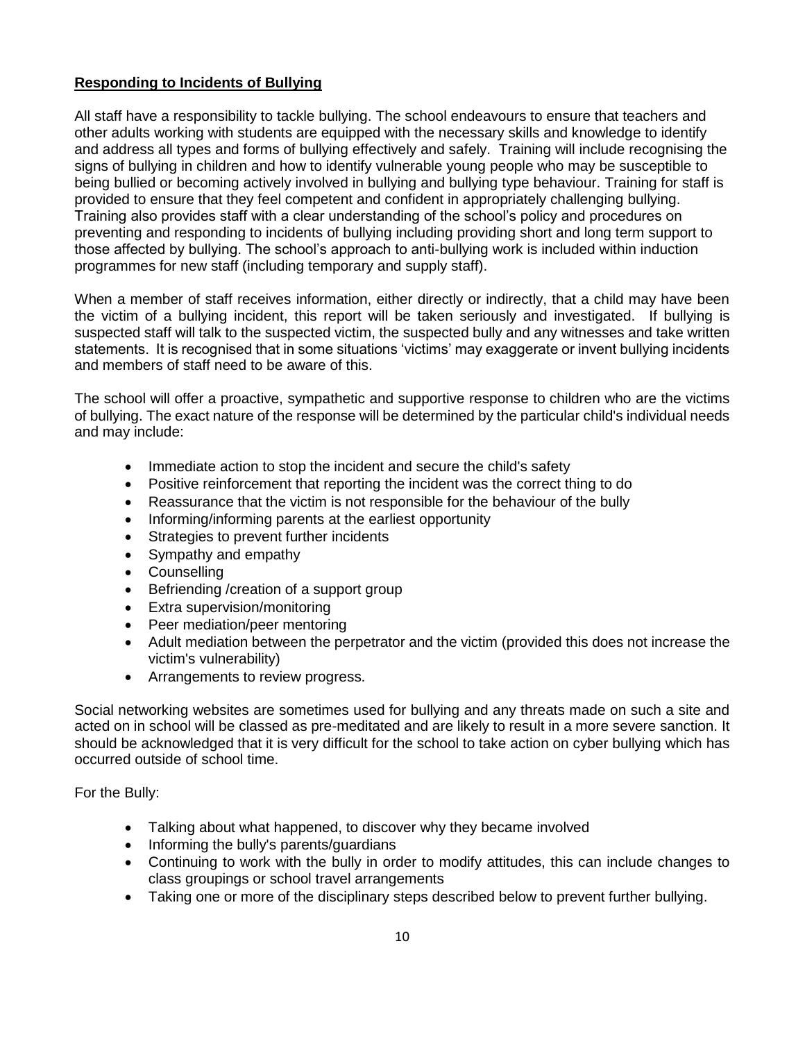**Responding to Incidents of Bullying**

All staff have a responsibility to tackle bullying. The school endeavours to ensure that teachers and other adults working with students are equipped with the necessary skills and knowledge to identify and address all types and forms of bullying effectively and safely. Training will include recognising the signs of bullying in children and how to identify vulnerable young people who may be susceptible to being bullied or becoming actively involved in bullying and bullying type behaviour. Training for staff is provided to ensure that they feel competent and confident in appropriately challenging bullying. Training also provides staff with a clear understanding of the school's policy and procedures on preventing and responding to incidents of bullying including providing short and long term support to those affected by bullying. The school's approach to anti-bullying work is included within induction programmes for new staff (including temporary and supply staff).

When a member of staff receives information, either directly or indirectly, that a child may have been the victim of a bullying incident, this report will be taken seriously and investigated. If bullying is suspected staff will talk to the suspected victim, the suspected bully and any witnesses and take written statements. It is recognised that in some situations 'victims' may exaggerate or invent bullying incidents and members of staff need to be aware of this.

The school will offer a proactive, sympathetic and supportive response to children who are the victims of bullying. The exact nature of the response will be determined by the particular child's individual needs and may include:

- Immediate action to stop the incident and secure the child's safety
- Positive reinforcement that reporting the incident was the correct thing to do
- Reassurance that the victim is not responsible for the behaviour of the bully
- Informing/informing parents at the earliest opportunity
- Strategies to prevent further incidents
- Sympathy and empathy
- Counselling
- Befriending /creation of a support group
- Extra supervision/monitoring
- Peer mediation/peer mentoring
- Adult mediation between the perpetrator and the victim (provided this does not increase the victim's vulnerability)
- Arrangements to review progress.

Social networking websites are sometimes used for bullying and any threats made on such a site and acted on in school will be classed as pre-meditated and are likely to result in a more severe sanction. It should be acknowledged that it is very difficult for the school to take action on cyber bullying which has occurred outside of school time.

For the Bully:

- Talking about what happened, to discover why they became involved
- Informing the bully's parents/guardians
- Continuing to work with the bully in order to modify attitudes, this can include changes to class groupings or school travel arrangements
- Taking one or more of the disciplinary steps described below to prevent further bullying.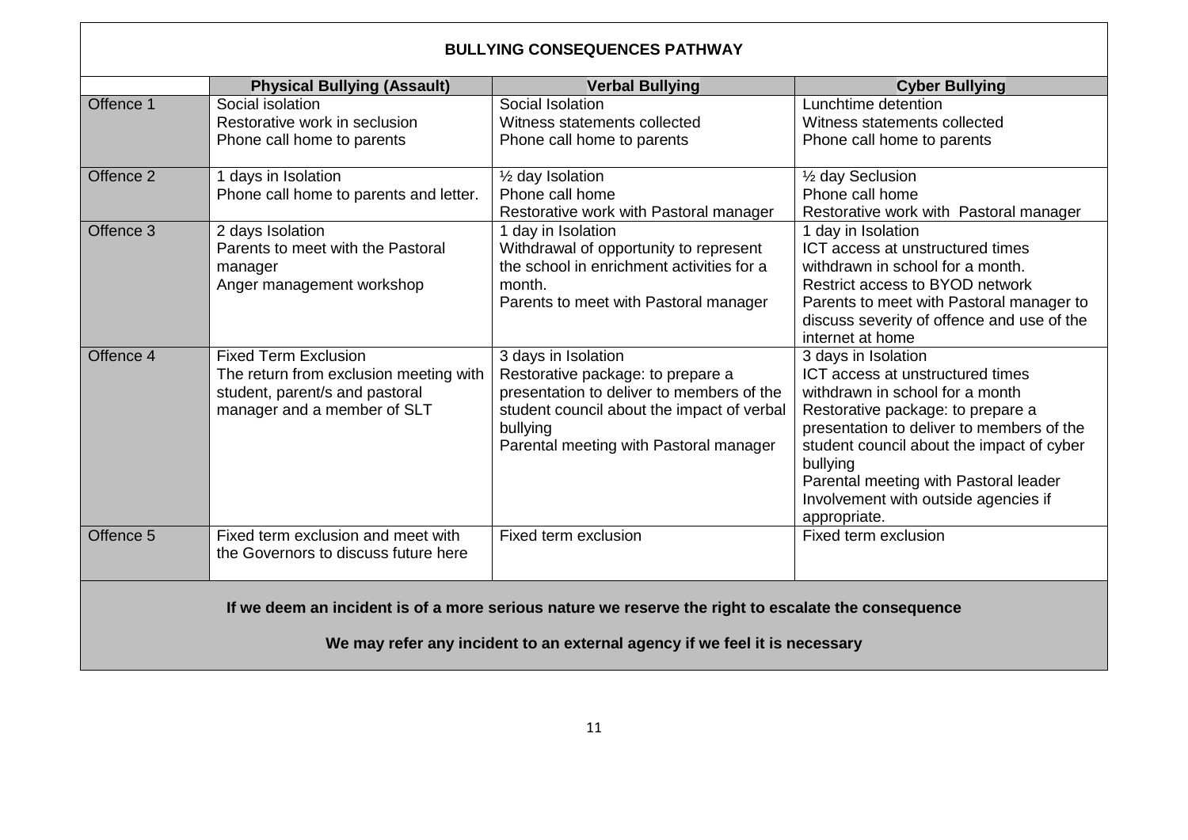## BULLYING CONSEQUENCES PATHWAY

| | Physical Bullying (Assault) | Verbal Bullying | Cyber Bullying |
|---|---|---|---|
| Offence 1 | Social isolation<br>Restorative work in seclusion<br>Phone call home to parents | Social Isolation<br>Witness statements collected<br>Phone call home to parents | Lunchtime detention<br>Witness statements collected<br>Phone call home to parents |
| Offence 2 | 1 days in Isolation<br>Phone call home to parents and letter. | ½ day Isolation<br>Phone call home<br>Restorative work with Pastoral manager | ½ day Seclusion<br>Phone call home<br>Restorative work with Pastoral manager |
| Offence 3 | 2 days Isolation<br>Parents to meet with the Pastoral manager<br>Anger management workshop | 1 day in Isolation<br>Withdrawal of opportunity to represent the school in enrichment activities for a month.<br>Parents to meet with Pastoral manager | 1 day in Isolation<br>ICT access at unstructured times withdrawn in school for a month.<br>Restrict access to BYOD network<br>Parents to meet with Pastoral manager to discuss severity of offence and use of the internet at home |
| Offence 4 | Fixed Term Exclusion<br>The return from exclusion meeting with student, parent/s and pastoral manager and a member of SLT | 3 days in Isolation<br>Restorative package: to prepare a presentation to deliver to members of the student council about the impact of verbal bullying<br>Parental meeting with Pastoral manager | 3 days in Isolation<br>ICT access at unstructured times withdrawn in school for a month<br>Restorative package: to prepare a presentation to deliver to members of the student council about the impact of cyber bullying<br>Parental meeting with Pastoral leader<br>Involvement with outside agencies if appropriate. |
| Offence 5 | Fixed term exclusion and meet with the Governors to discuss future here | Fixed term exclusion | Fixed term exclusion |

**If we deem an incident is of a more serious nature we reserve the right to escalate the consequence**

**We may refer any incident to an external agency if we feel it is necessary**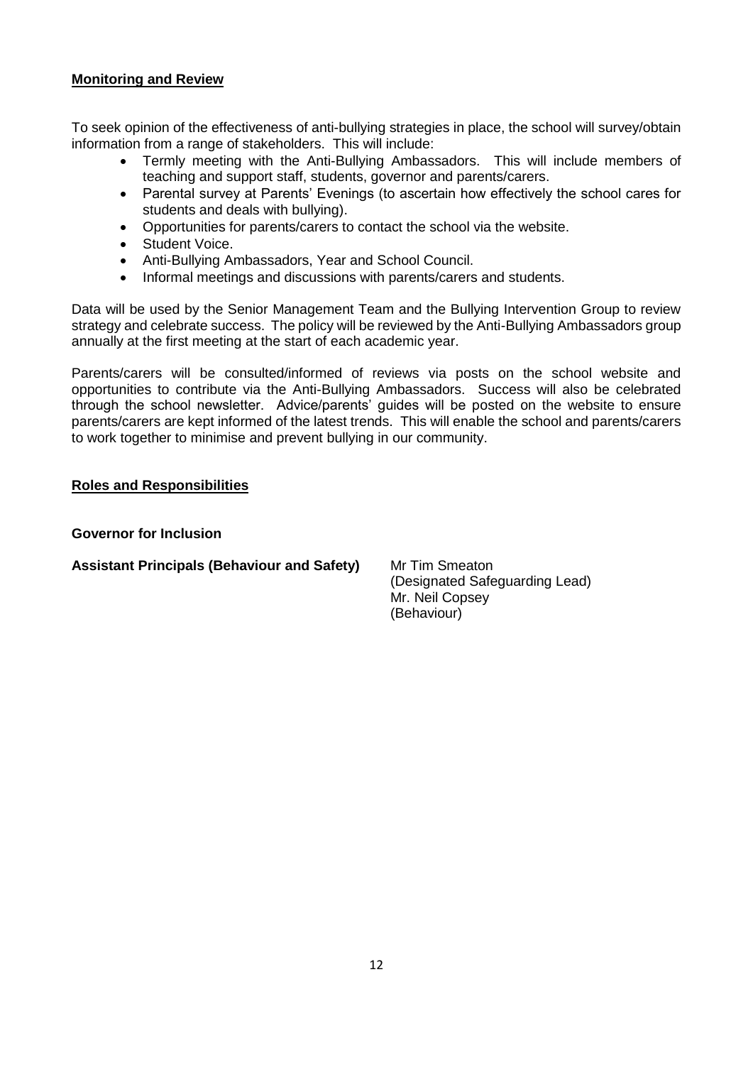## Monitoring and Review

To seek opinion of the effectiveness of anti-bullying strategies in place, the school will survey/obtain information from a range of stakeholders. This will include:

- Termly meeting with the Anti-Bullying Ambassadors. This will include members of teaching and support staff, students, governor and parents/carers.
- Parental survey at Parents' Evenings (to ascertain how effectively the school cares for students and deals with bullying).
- Opportunities for parents/carers to contact the school via the website.
- Student Voice.
- Anti-Bullying Ambassadors, Year and School Council.
- Informal meetings and discussions with parents/carers and students.

Data will be used by the Senior Management Team and the Bullying Intervention Group to review strategy and celebrate success. The policy will be reviewed by the Anti-Bullying Ambassadors group annually at the first meeting at the start of each academic year.

Parents/carers will be consulted/informed of reviews via posts on the school website and opportunities to contribute via the Anti-Bullying Ambassadors. Success will also be celebrated through the school newsletter. Advice/parents' guides will be posted on the website to ensure parents/carers are kept informed of the latest trends. This will enable the school and parents/carers to work together to minimise and prevent bullying in our community.

## Roles and Responsibilities

**Governor for Inclusion**

**Assistant Principals (Behaviour and Safety)**

Mr Tim Smeaton
(Designated Safeguarding Lead)
Mr. Neil Copsey
(Behaviour)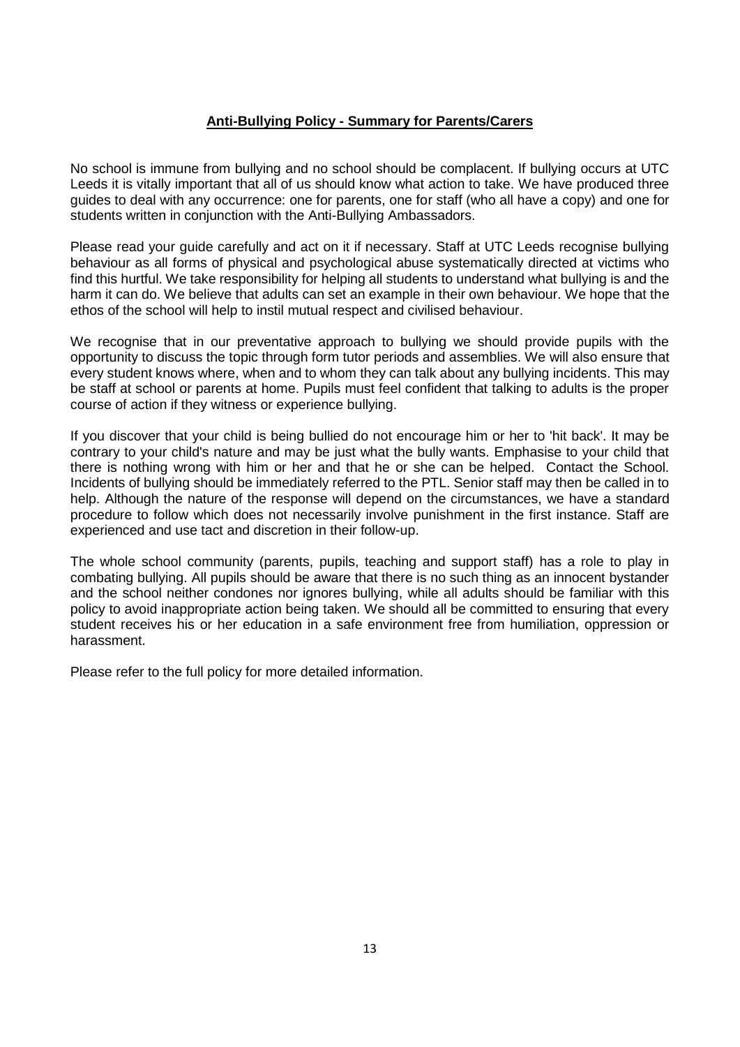## Anti-Bullying Policy - Summary for Parents/Carers

No school is immune from bullying and no school should be complacent. If bullying occurs at UTC Leeds it is vitally important that all of us should know what action to take. We have produced three guides to deal with any occurrence: one for parents, one for staff (who all have a copy) and one for students written in conjunction with the Anti-Bullying Ambassadors.

Please read your guide carefully and act on it if necessary. Staff at UTC Leeds recognise bullying behaviour as all forms of physical and psychological abuse systematically directed at victims who find this hurtful. We take responsibility for helping all students to understand what bullying is and the harm it can do. We believe that adults can set an example in their own behaviour. We hope that the ethos of the school will help to instil mutual respect and civilised behaviour.

We recognise that in our preventative approach to bullying we should provide pupils with the opportunity to discuss the topic through form tutor periods and assemblies. We will also ensure that every student knows where, when and to whom they can talk about any bullying incidents. This may be staff at school or parents at home. Pupils must feel confident that talking to adults is the proper course of action if they witness or experience bullying.

If you discover that your child is being bullied do not encourage him or her to 'hit back'. It may be contrary to your child's nature and may be just what the bully wants. Emphasise to your child that there is nothing wrong with him or her and that he or she can be helped. Contact the School. Incidents of bullying should be immediately referred to the PTL. Senior staff may then be called in to help. Although the nature of the response will depend on the circumstances, we have a standard procedure to follow which does not necessarily involve punishment in the first instance. Staff are experienced and use tact and discretion in their follow-up.

The whole school community (parents, pupils, teaching and support staff) has a role to play in combating bullying. All pupils should be aware that there is no such thing as an innocent bystander and the school neither condones nor ignores bullying, while all adults should be familiar with this policy to avoid inappropriate action being taken. We should all be committed to ensuring that every student receives his or her education in a safe environment free from humiliation, oppression or harassment.

Please refer to the full policy for more detailed information.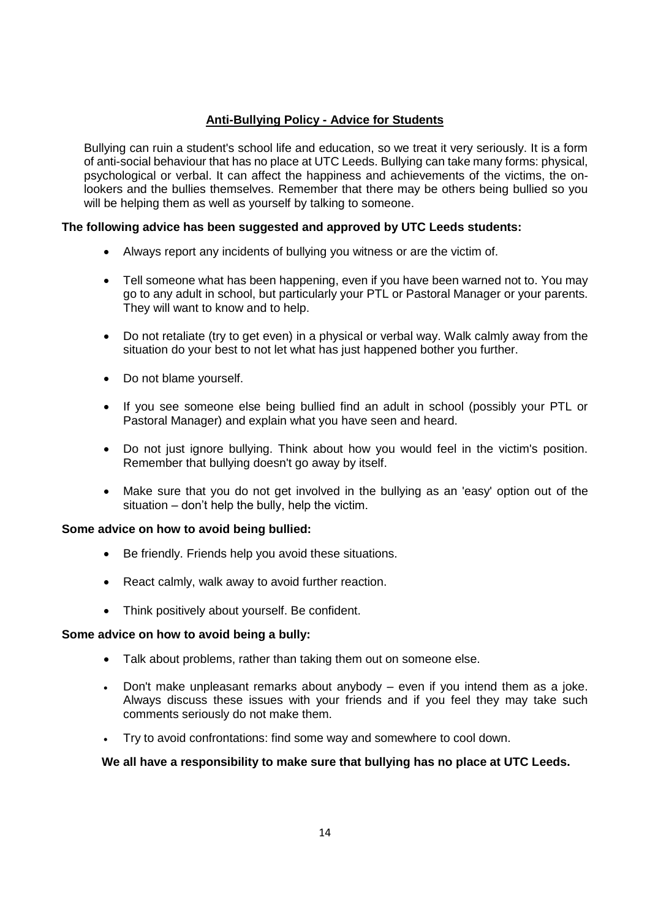## Anti-Bullying Policy - Advice for Students

Bullying can ruin a student's school life and education, so we treat it very seriously. It is a form of anti-social behaviour that has no place at UTC Leeds. Bullying can take many forms: physical, psychological or verbal. It can affect the happiness and achievements of the victims, the on-lookers and the bullies themselves. Remember that there may be others being bullied so you will be helping them as well as yourself by talking to someone.

**The following advice has been suggested and approved by UTC Leeds students:**

- Always report any incidents of bullying you witness or are the victim of.
- Tell someone what has been happening, even if you have been warned not to. You may go to any adult in school, but particularly your PTL or Pastoral Manager or your parents. They will want to know and to help.
- Do not retaliate (try to get even) in a physical or verbal way. Walk calmly away from the situation do your best to not let what has just happened bother you further.
- Do not blame yourself.
- If you see someone else being bullied find an adult in school (possibly your PTL or Pastoral Manager) and explain what you have seen and heard.
- Do not just ignore bullying. Think about how you would feel in the victim's position. Remember that bullying doesn't go away by itself.
- Make sure that you do not get involved in the bullying as an 'easy' option out of the situation – don't help the bully, help the victim.

**Some advice on how to avoid being bullied:**

- Be friendly. Friends help you avoid these situations.
- React calmly, walk away to avoid further reaction.
- Think positively about yourself. Be confident.

**Some advice on how to avoid being a bully:**

- Talk about problems, rather than taking them out on someone else.
- Don't make unpleasant remarks about anybody – even if you intend them as a joke. Always discuss these issues with your friends and if you feel they may take such comments seriously do not make them.
- Try to avoid confrontations: find some way and somewhere to cool down.

**We all have a responsibility to make sure that bullying has no place at UTC Leeds.**